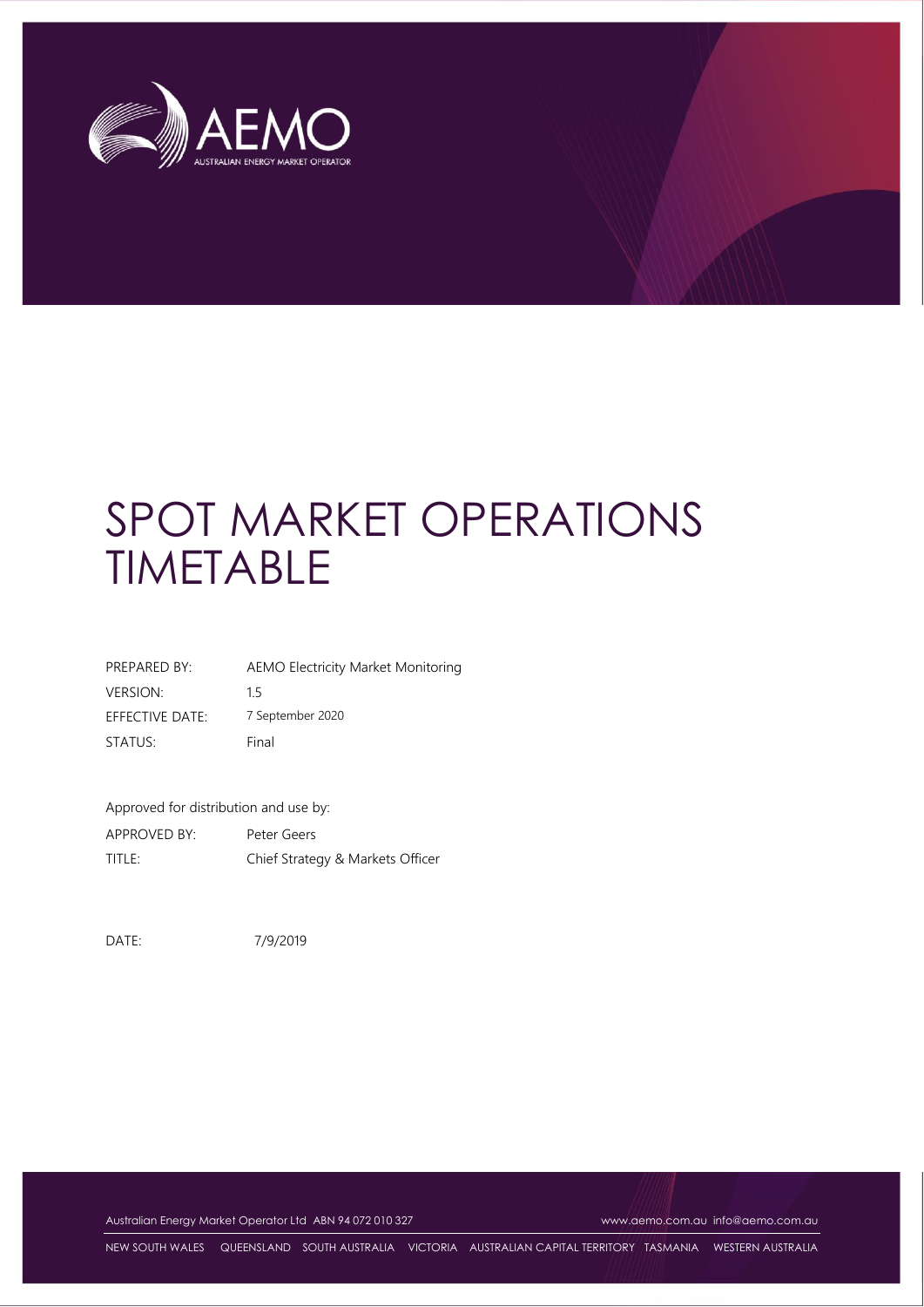# SPOT MARKET OPERATIONS TIMETABLE

| | |
|---|---|
| PREPARED BY: | AEMO Electricity Market Monitoring |
| VERSION: | 1.5 |
| EFFECTIVE DATE: | 7 September 2020 |
| STATUS: | Final |

Approved for distribution and use by:

| | |
|---|---|
| APPROVED BY: | Peter Geers |
| TITLE: | Chief Strategy & Markets Officer |

DATE: 7/9/2019

Australian Energy Market Operator Ltd ABN 94 072 010 327 www.aemo.com.au info@aemo.com.au

NEW SOUTH WALES QUEENSLAND SOUTH AUSTRALIA VICTORIA AUSTRALIAN CAPITAL TERRITORY TASMANIA WESTERN AUSTRALIA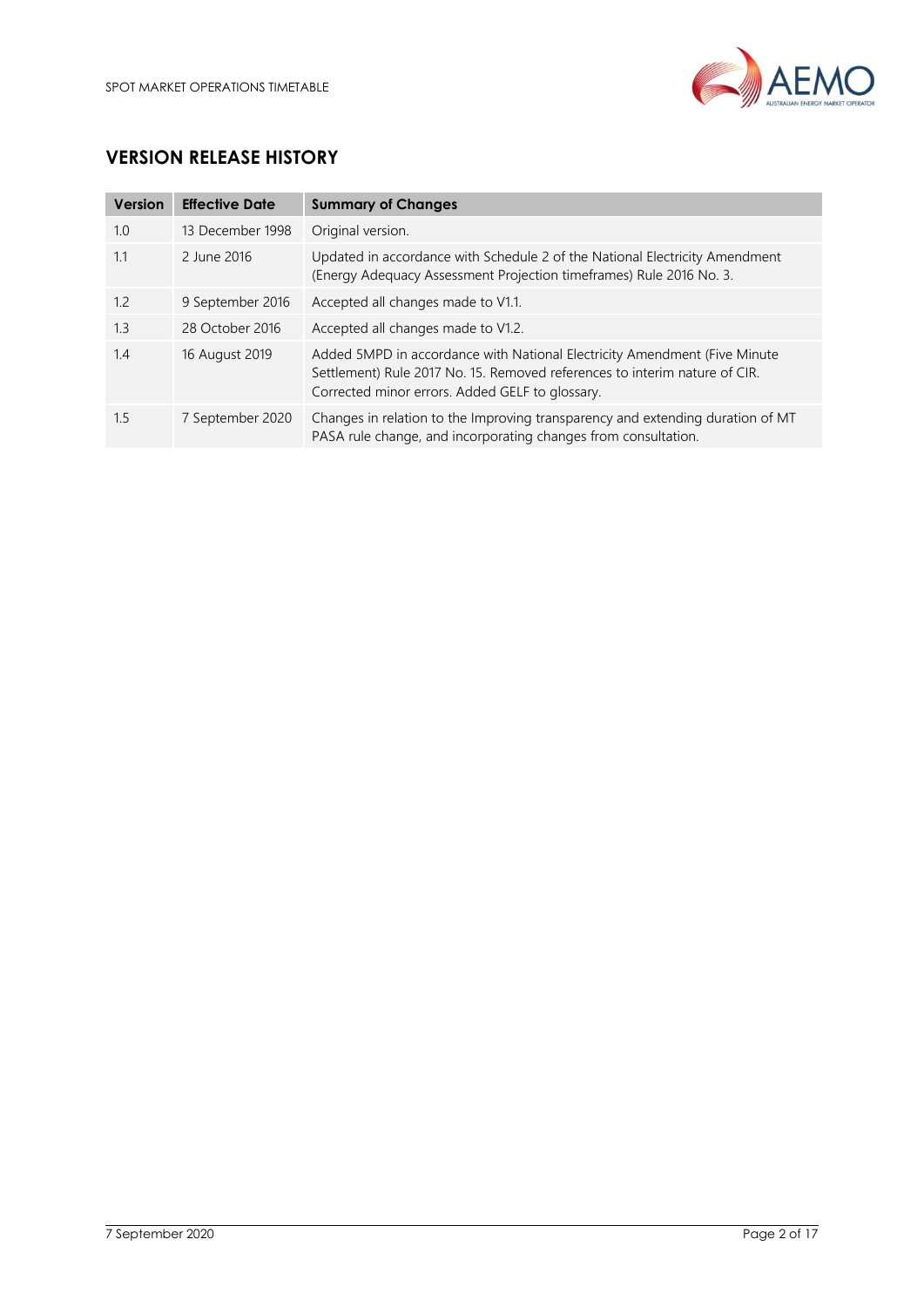## VERSION RELEASE HISTORY

| Version | Effective Date | Summary of Changes |
|---|---|---|
| 1.0 | 13 December 1998 | Original version. |
| 1.1 | 2 June 2016 | Updated in accordance with Schedule 2 of the National Electricity Amendment (Energy Adequacy Assessment Projection timeframes) Rule 2016 No. 3. |
| 1.2 | 9 September 2016 | Accepted all changes made to V1.1. |
| 1.3 | 28 October 2016 | Accepted all changes made to V1.2. |
| 1.4 | 16 August 2019 | Added 5MPD in accordance with National Electricity Amendment (Five Minute Settlement) Rule 2017 No. 15. Removed references to interim nature of CIR. Corrected minor errors. Added GELF to glossary. |
| 1.5 | 7 September 2020 | Changes in relation to the Improving transparency and extending duration of MT PASA rule change, and incorporating changes from consultation. |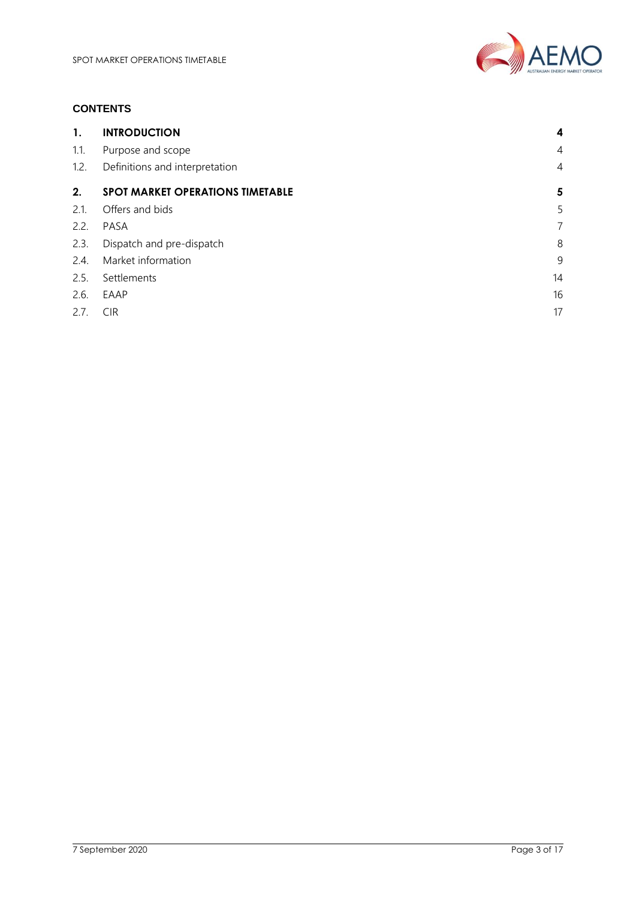**CONTENTS**

| | | |
|---|---|---|
| **1.** | **INTRODUCTION** | **4** |
| 1.1. | Purpose and scope | 4 |
| 1.2. | Definitions and interpretation | 4 |
| **2.** | **SPOT MARKET OPERATIONS TIMETABLE** | **5** |
| 2.1. | Offers and bids | 5 |
| 2.2. | PASA | 7 |
| 2.3. | Dispatch and pre-dispatch | 8 |
| 2.4. | Market information | 9 |
| 2.5. | Settlements | 14 |
| 2.6. | EAAP | 16 |
| 2.7. | CIR | 17 |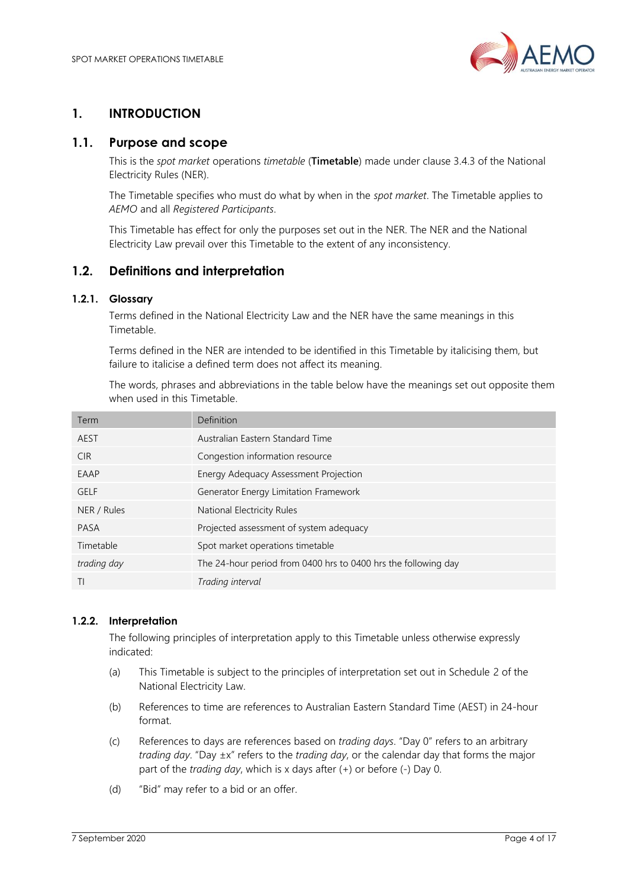# 1. INTRODUCTION

## 1.1. Purpose and scope

This is the *spot market* operations *timetable* (**Timetable**) made under clause 3.4.3 of the National Electricity Rules (NER).

The Timetable specifies who must do what by when in the *spot market*. The Timetable applies to *AEMO* and all *Registered Participants*.

This Timetable has effect for only the purposes set out in the NER. The NER and the National Electricity Law prevail over this Timetable to the extent of any inconsistency.

## 1.2. Definitions and interpretation

### 1.2.1. Glossary

Terms defined in the National Electricity Law and the NER have the same meanings in this Timetable.

Terms defined in the NER are intended to be identified in this Timetable by italicising them, but failure to italicise a defined term does not affect its meaning.

The words, phrases and abbreviations in the table below have the meanings set out opposite them when used in this Timetable.

| Term | Definition |
|---|---|
| AEST | Australian Eastern Standard Time |
| CIR | Congestion information resource |
| EAAP | Energy Adequacy Assessment Projection |
| GELF | Generator Energy Limitation Framework |
| NER / Rules | National Electricity Rules |
| PASA | Projected assessment of system adequacy |
| Timetable | Spot market operations timetable |
| *trading day* | The 24-hour period from 0400 hrs to 0400 hrs the following day |
| TI | *Trading interval* |

### 1.2.2. Interpretation

The following principles of interpretation apply to this Timetable unless otherwise expressly indicated:

(a) This Timetable is subject to the principles of interpretation set out in Schedule 2 of the National Electricity Law.

(b) References to time are references to Australian Eastern Standard Time (AEST) in 24-hour format.

(c) References to days are references based on *trading days*. "Day 0" refers to an arbitrary *trading day*. "Day ±x" refers to the *trading day*, or the calendar day that forms the major part of the *trading day*, which is x days after (+) or before (-) Day 0.

(d) "Bid" may refer to a bid or an offer.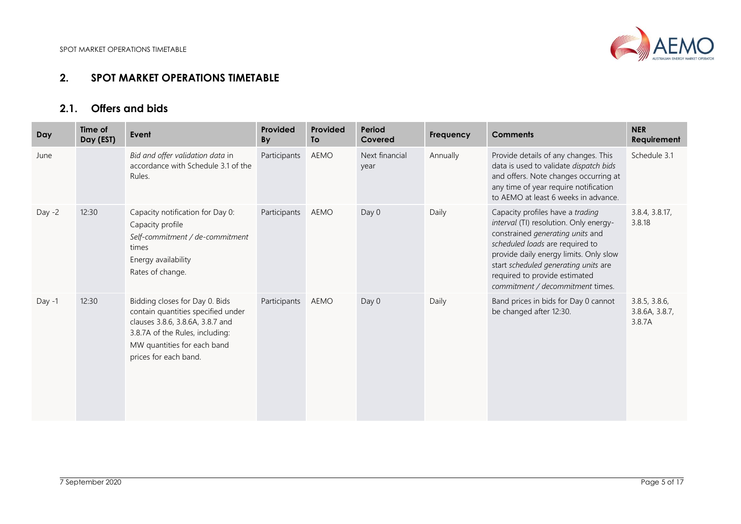## 2. SPOT MARKET OPERATIONS TIMETABLE

### 2.1. Offers and bids

| Day | Time of Day (EST) | Event | Provided By | Provided To | Period Covered | Frequency | Comments | NER Requirement |
|---|---|---|---|---|---|---|---|---|
| June | | *Bid and offer validation data* in accordance with Schedule 3.1 of the Rules. | Participants | AEMO | Next financial year | Annually | Provide details of any changes. This data is used to validate *dispatch bids* and offers. Note changes occurring at any time of year require notification to AEMO at least 6 weeks in advance. | Schedule 3.1 |
| Day -2 | 12:30 | Capacity notification for Day 0:<br>Capacity profile<br>*Self-commitment / de-commitment* times<br>Energy availability<br>Rates of change. | Participants | AEMO | Day 0 | Daily | Capacity profiles have a *trading interval* (TI) resolution. Only energy-constrained *generating units* and *scheduled loads* are required to provide daily energy limits. Only slow start *scheduled generating units* are required to provide estimated *commitment / decommitment* times. | 3.8.4, 3.8.17, 3.8.18 |
| Day -1 | 12:30 | Bidding closes for Day 0. Bids contain quantities specified under clauses 3.8.6, 3.8.6A, 3.8.7 and 3.8.7A of the Rules, including:<br>MW quantities for each band<br>prices for each band. | Participants | AEMO | Day 0 | Daily | Band prices in bids for Day 0 cannot be changed after 12:30. | 3.8.5, 3.8.6, 3.8.6A, 3.8.7, 3.8.7A |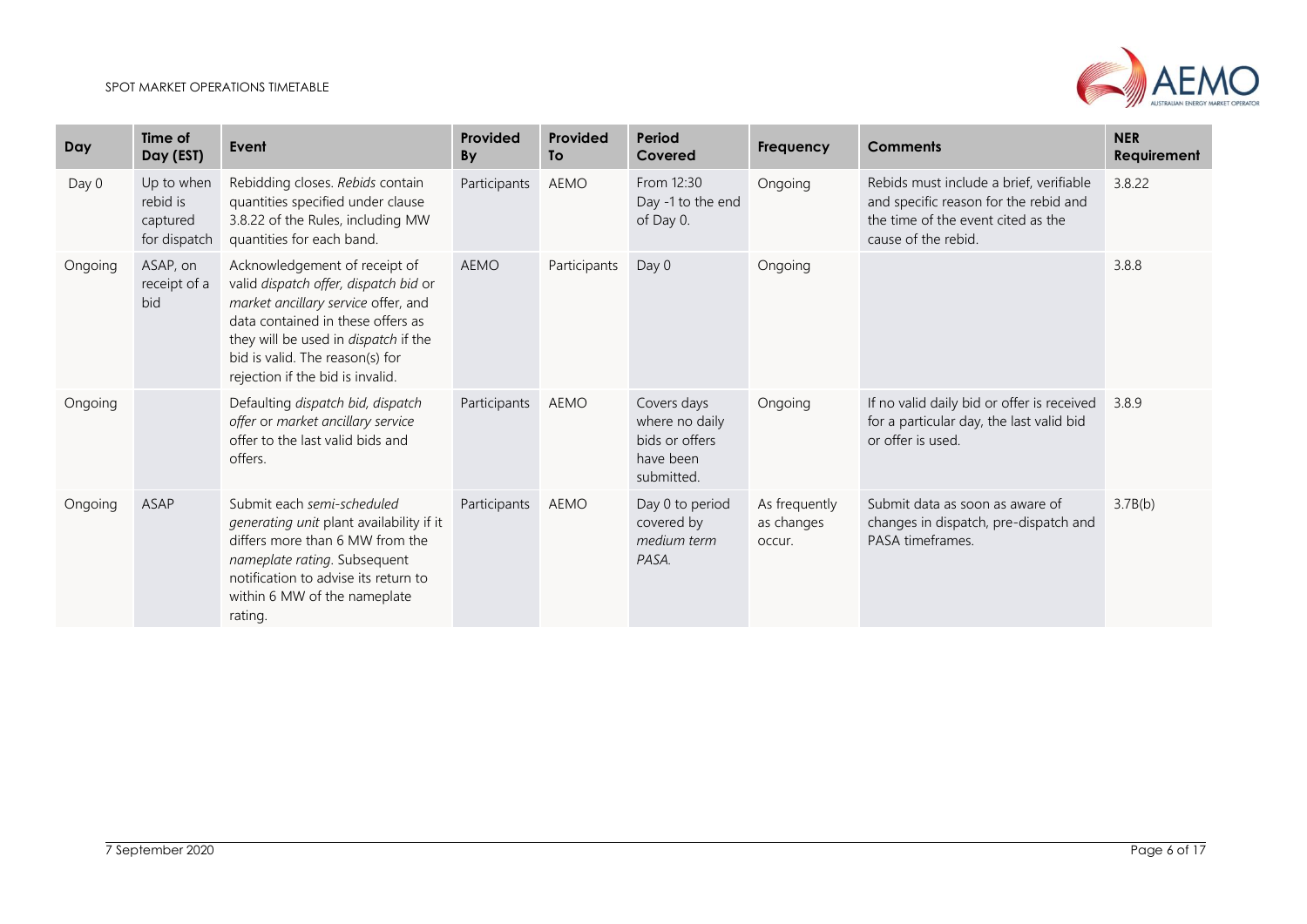| Day | Time of Day (EST) | Event | Provided By | Provided To | Period Covered | Frequency | Comments | NER Requirement |
|---|---|---|---|---|---|---|---|---|
| Day 0 | Up to when rebid is captured for dispatch | Rebidding closes. *Rebids* contain quantities specified under clause 3.8.22 of the Rules, including MW quantities for each band. | Participants | AEMO | From 12:30 Day -1 to the end of Day 0. | Ongoing | Rebids must include a brief, verifiable and specific reason for the rebid and the time of the event cited as the cause of the rebid. | 3.8.22 |
| Ongoing | ASAP, on receipt of a bid | Acknowledgement of receipt of valid *dispatch offer*, *dispatch bid* or *market ancillary service* offer, and data contained in these offers as they will be used in *dispatch* if the bid is valid. The reason(s) for rejection if the bid is invalid. | AEMO | Participants | Day 0 | Ongoing | | 3.8.8 |
| Ongoing | | Defaulting *dispatch bid, dispatch offer* or *market ancillary service* offer to the last valid bids and offers. | Participants | AEMO | Covers days where no daily bids or offers have been submitted. | Ongoing | If no valid daily bid or offer is received for a particular day, the last valid bid or offer is used. | 3.8.9 |
| Ongoing | ASAP | Submit each *semi-scheduled generating unit* plant availability if it differs more than 6 MW from the *nameplate rating*. Subsequent notification to advise its return to within 6 MW of the nameplate rating. | Participants | AEMO | Day 0 to period covered by *medium term PASA.* | As frequently as changes occur. | Submit data as soon as aware of changes in dispatch, pre-dispatch and PASA timeframes. | 3.7B(b) |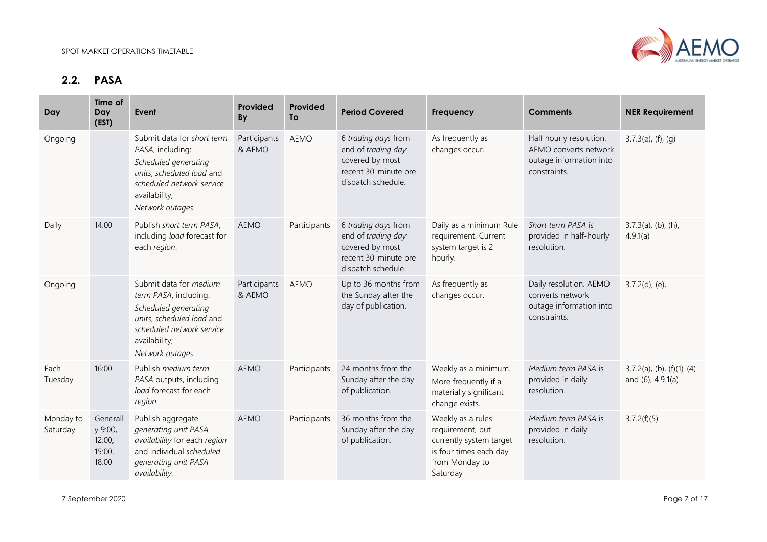## 2.2. PASA

| Day | Time of Day (EST) | Event | Provided By | Provided To | Period Covered | Frequency | Comments | NER Requirement |
|---|---|---|---|---|---|---|---|---|
| Ongoing | | Submit data for *short term PASA*, including: *Scheduled generating units*, *scheduled load* and *scheduled network service* availability; *Network outages*. | Participants & AEMO | AEMO | 6 *trading days* from end of *trading day* covered by most recent 30-minute pre-dispatch schedule. | As frequently as changes occur. | Half hourly resolution. AEMO converts network outage information into constraints. | 3.7.3(e), (f), (g) |
| Daily | 14:00 | Publish *short term PASA*, including *load* forecast for each *region*. | AEMO | Participants | 6 *trading days* from end of *trading day* covered by most recent 30-minute pre-dispatch schedule. | Daily as a minimum Rule requirement. Current system target is 2 hourly. | *Short term PASA* is provided in half-hourly resolution. | 3.7.3(a), (b), (h), 4.9.1(a) |
| Ongoing | | Submit data for *medium term PASA*, including: *Scheduled generating units*, *scheduled load* and *scheduled network service* availability; *Network outages*. | Participants & AEMO | AEMO | Up to 36 months from the Sunday after the day of publication. | As frequently as changes occur. | Daily resolution. AEMO converts network outage information into constraints. | 3.7.2(d), (e), |
| Each Tuesday | 16:00 | Publish *medium term PASA* outputs, including *load* forecast for each *region*. | AEMO | Participants | 24 months from the Sunday after the day of publication. | Weekly as a minimum. More frequently if a materially significant change exists. | *Medium term PASA* is provided in daily resolution. | 3.7.2(a), (b), (f)(1)-(4) and (6), 4.9.1(a) |
| Monday to Saturday | Generally 9:00, 12:00, 15:00. 18:00 | Publish aggregate *generating unit PASA availability* for each *region* and individual *scheduled generating unit PASA availability*. | AEMO | Participants | 36 months from the Sunday after the day of publication. | Weekly as a rules requirement, but currently system target is four times each day from Monday to Saturday | *Medium term PASA* is provided in daily resolution. | 3.7.2(f)(5) |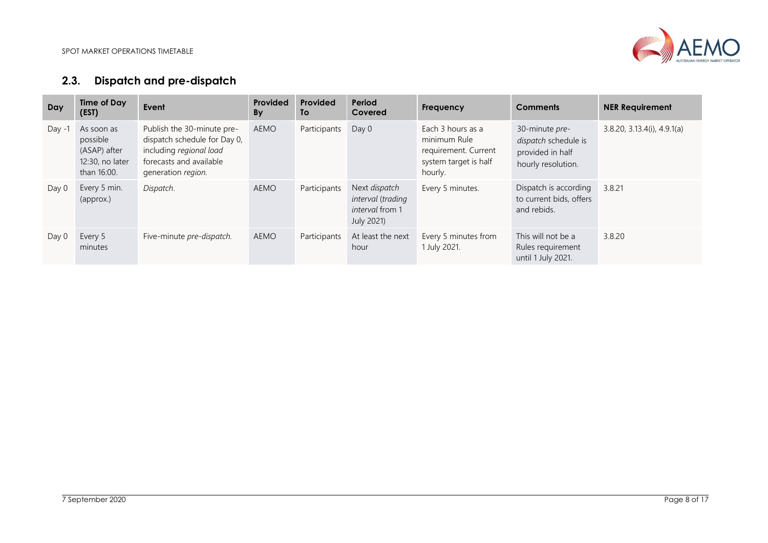## 2.3. Dispatch and pre-dispatch

| Day | Time of Day (EST) | Event | Provided By | Provided To | Period Covered | Frequency | Comments | NER Requirement |
|---|---|---|---|---|---|---|---|---|
| Day -1 | As soon as possible (ASAP) after 12:30, no later than 16:00. | Publish the 30-minute pre-dispatch schedule for Day 0, including *regional load* forecasts and available generation *region.* | AEMO | Participants | Day 0 | Each 3 hours as a minimum Rule requirement. Current system target is half hourly. | 30-minute *pre-dispatch* schedule is provided in half hourly resolution. | 3.8.20, 3.13.4(i), 4.9.1(a) |
| Day 0 | Every 5 min. (approx.) | *Dispatch.* | AEMO | Participants | Next *dispatch interval* (*trading interval* from 1 July 2021) | Every 5 minutes. | Dispatch is according to current bids, offers and rebids. | 3.8.21 |
| Day 0 | Every 5 minutes | Five-minute *pre-dispatch.* | AEMO | Participants | At least the next hour | Every 5 minutes from 1 July 2021. | This will not be a Rules requirement until 1 July 2021. | 3.8.20 |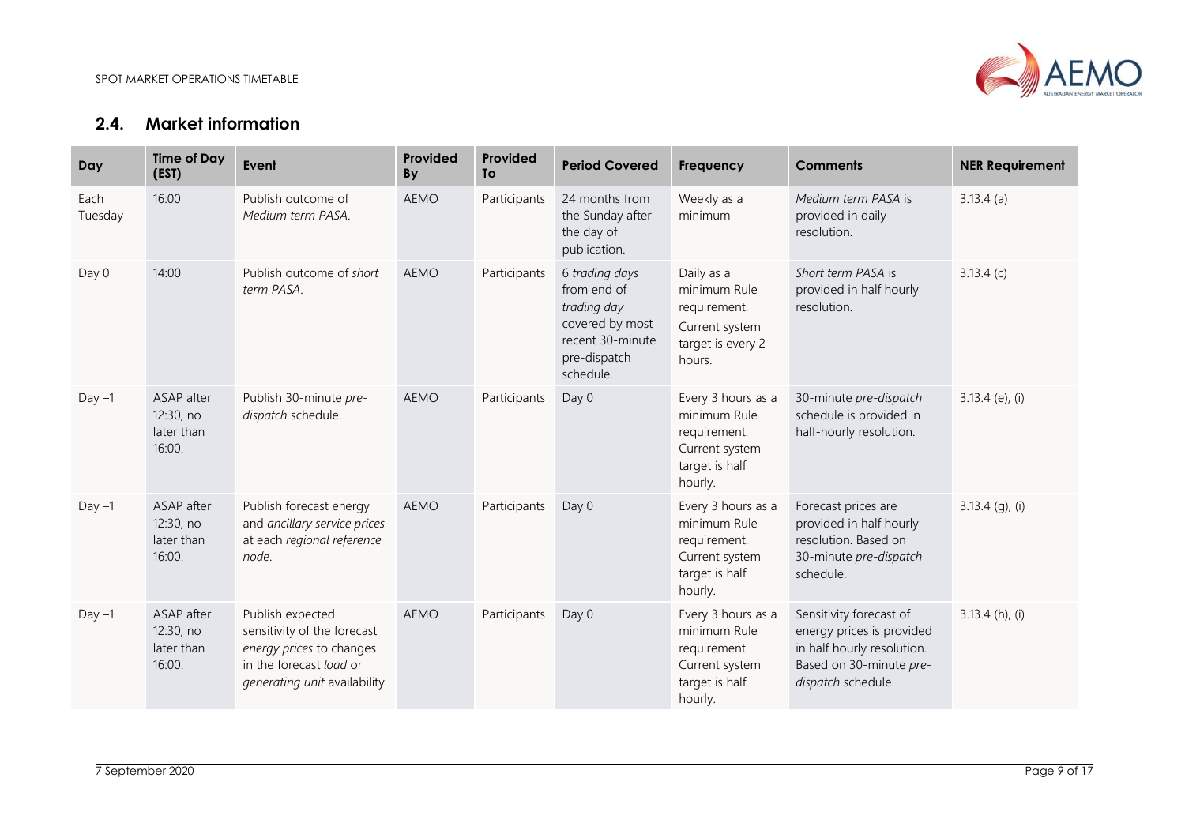## 2.4. Market information

| Day | Time of Day (EST) | Event | Provided By | Provided To | Period Covered | Frequency | Comments | NER Requirement |
|---|---|---|---|---|---|---|---|---|
| Each Tuesday | 16:00 | Publish outcome of *Medium term PASA*. | AEMO | Participants | 24 months from the Sunday after the day of publication. | Weekly as a minimum | *Medium term PASA* is provided in daily resolution. | 3.13.4 (a) |
| Day 0 | 14:00 | Publish outcome of *short term PASA*. | AEMO | Participants | 6 *trading days* from end of *trading day* covered by most recent 30-minute pre-dispatch schedule. | Daily as a minimum Rule requirement. Current system target is every 2 hours. | *Short term PASA* is provided in half hourly resolution. | 3.13.4 (c) |
| Day –1 | ASAP after 12:30, no later than 16:00. | Publish 30-minute *pre-dispatch* schedule. | AEMO | Participants | Day 0 | Every 3 hours as a minimum Rule requirement. Current system target is half hourly. | 30-minute *pre-dispatch* schedule is provided in half-hourly resolution. | 3.13.4 (e), (i) |
| Day –1 | ASAP after 12:30, no later than 16:00. | Publish forecast energy and *ancillary service prices* at each *regional reference node*. | AEMO | Participants | Day 0 | Every 3 hours as a minimum Rule requirement. Current system target is half hourly. | Forecast prices are provided in half hourly resolution. Based on 30-minute *pre-dispatch* schedule. | 3.13.4 (g), (i) |
| Day –1 | ASAP after 12:30, no later than 16:00. | Publish expected sensitivity of the forecast *energy prices* to changes in the forecast *load* or *generating unit* availability. | AEMO | Participants | Day 0 | Every 3 hours as a minimum Rule requirement. Current system target is half hourly. | Sensitivity forecast of energy prices is provided in half hourly resolution. Based on 30-minute *pre-dispatch* schedule. | 3.13.4 (h), (i) |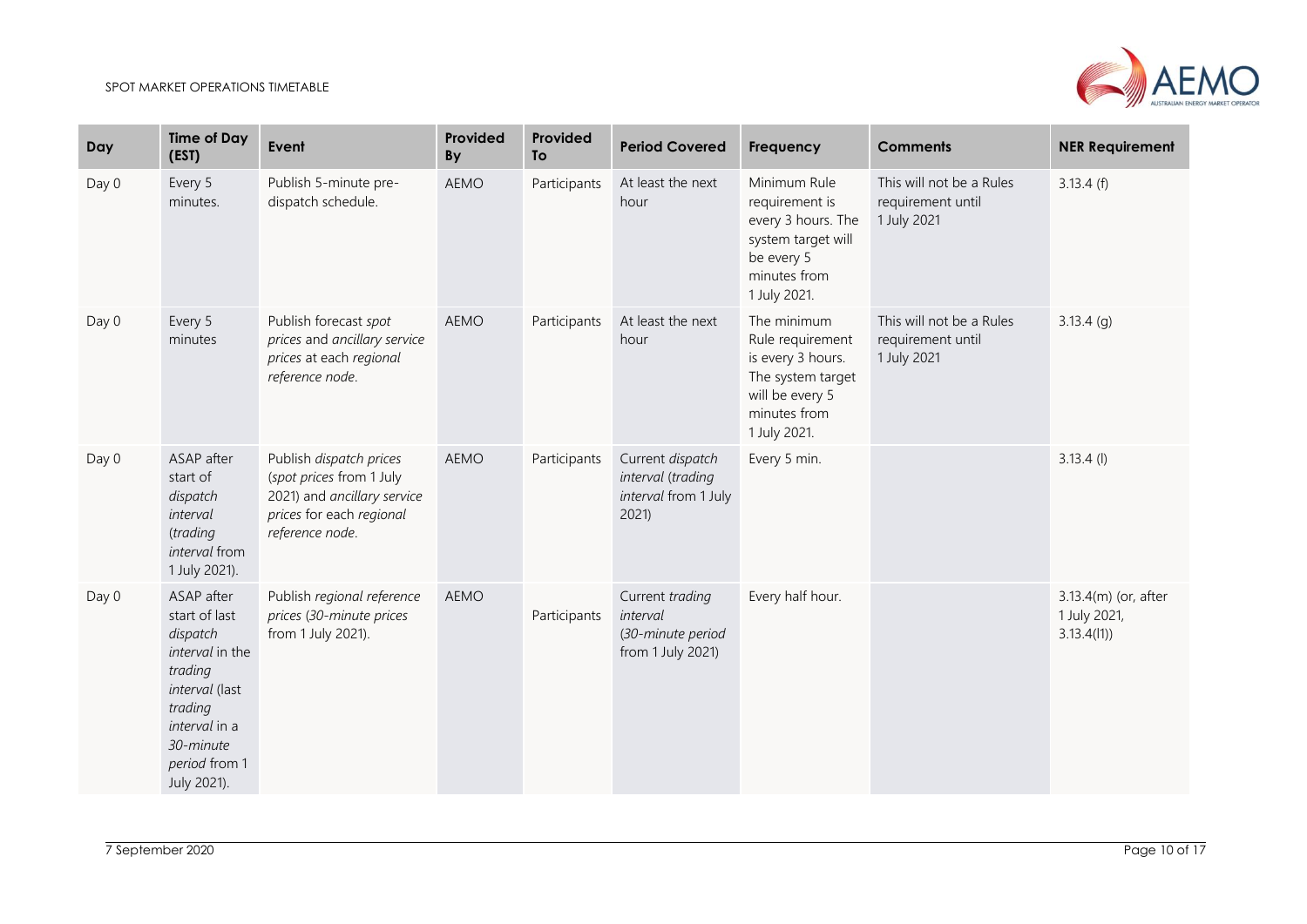| Day | Time of Day (EST) | Event | Provided By | Provided To | Period Covered | Frequency | Comments | NER Requirement |
|---|---|---|---|---|---|---|---|---|
| Day 0 | Every 5 minutes. | Publish 5-minute pre-dispatch schedule. | AEMO | Participants | At least the next hour | Minimum Rule requirement is every 3 hours. The system target will be every 5 minutes from 1 July 2021. | This will not be a Rules requirement until 1 July 2021 | 3.13.4 (f) |
| Day 0 | Every 5 minutes | Publish forecast *spot prices* and *ancillary service prices* at each *regional reference node*. | AEMO | Participants | At least the next hour | The minimum Rule requirement is every 3 hours. The system target will be every 5 minutes from 1 July 2021. | This will not be a Rules requirement until 1 July 2021 | 3.13.4 (g) |
| Day 0 | ASAP after start of *dispatch interval* (*trading interval* from 1 July 2021). | Publish *dispatch prices* (*spot prices* from 1 July 2021) and *ancillary service prices* for each *regional reference node*. | AEMO | Participants | Current *dispatch interval* (*trading interval* from 1 July 2021) | Every 5 min. | | 3.13.4 (l) |
| Day 0 | ASAP after start of last *dispatch interval* in the *trading interval* (last *trading interval* in a *30-minute period* from 1 July 2021). | Publish *regional reference prices* (*30-minute prices* from 1 July 2021). | AEMO | Participants | Current *trading interval* (*30-minute period* from 1 July 2021) | Every half hour. | | 3.13.4(m) (or, after 1 July 2021, 3.13.4(l1)) |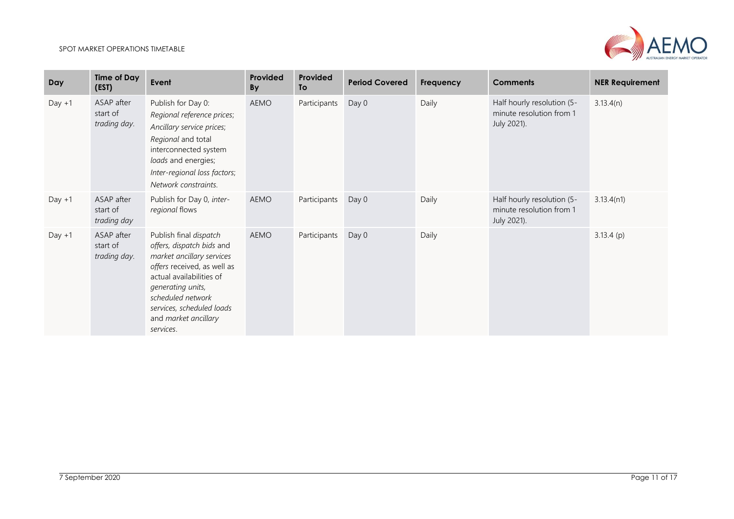| Day | Time of Day (EST) | Event | Provided By | Provided To | Period Covered | Frequency | Comments | NER Requirement |
|---|---|---|---|---|---|---|---|---|
| Day +1 | ASAP after start of *trading day*. | Publish for Day 0: *Regional reference prices*; *Ancillary service prices*; *Regional* and total interconnected system *loads* and energies; *Inter-regional loss factors*; *Network constraints*. | AEMO | Participants | Day 0 | Daily | Half hourly resolution (5-minute resolution from 1 July 2021). | 3.13.4(n) |
| Day +1 | ASAP after start of *trading day* | Publish for Day 0, *inter-regional* flows | AEMO | Participants | Day 0 | Daily | Half hourly resolution (5-minute resolution from 1 July 2021). | 3.13.4(n1) |
| Day +1 | ASAP after start of *trading day*. | Publish final *dispatch offers*, *dispatch bids* and *market ancillary services offers* received, as well as actual availabilities of *generating units*, *scheduled network services*, *scheduled loads* and *market ancillary services*. | AEMO | Participants | Day 0 | Daily | | 3.13.4 (p) |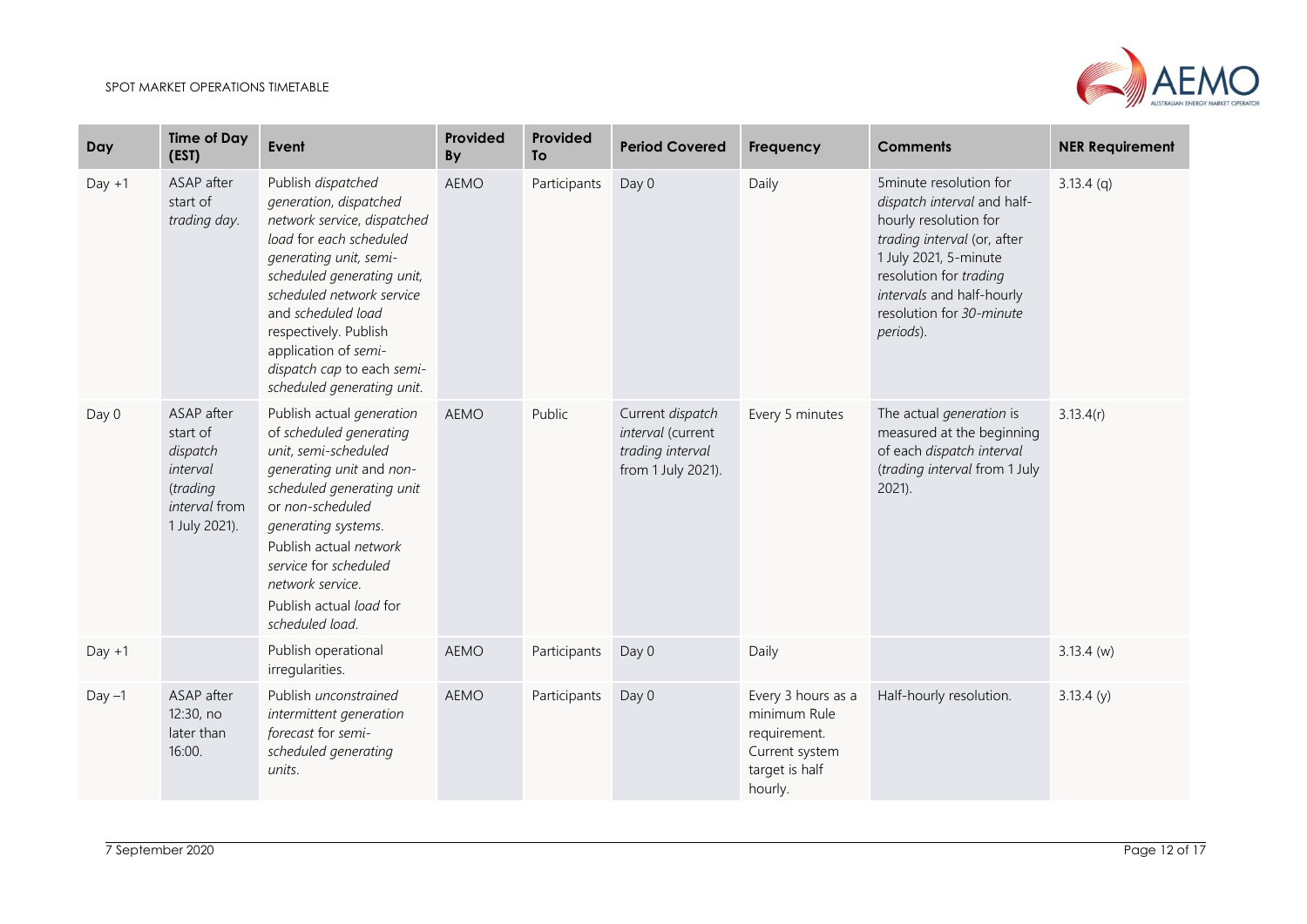| Day | Time of Day (EST) | Event | Provided By | Provided To | Period Covered | Frequency | Comments | NER Requirement |
|---|---|---|---|---|---|---|---|---|
| Day +1 | ASAP after start of *trading day*. | Publish *dispatched generation, dispatched network service, dispatched load* for each *scheduled generating unit, semi-scheduled generating unit, scheduled network service* and *scheduled load* respectively. Publish application of *semi-dispatch cap* to each *semi-scheduled generating unit*. | AEMO | Participants | Day 0 | Daily | 5minute resolution for *dispatch interval* and half-hourly resolution for *trading interval* (or, after 1 July 2021, 5-minute resolution for *trading intervals* and half-hourly resolution for *30-minute periods*). | 3.13.4 (q) |
| Day 0 | ASAP after start of *dispatch interval* (*trading interval* from 1 July 2021). | Publish actual *generation* of *scheduled generating unit, semi-scheduled generating unit* and *non-scheduled generating unit* or *non-scheduled generating systems*. Publish actual *network service* for *scheduled network service*. Publish actual *load* for *scheduled load*. | AEMO | Public | Current *dispatch interval* (current *trading interval* from 1 July 2021). | Every 5 minutes | The actual *generation* is measured at the beginning of each *dispatch interval* (*trading interval* from 1 July 2021). | 3.13.4(r) |
| Day +1 | | Publish operational irregularities. | AEMO | Participants | Day 0 | Daily | | 3.13.4 (w) |
| Day –1 | ASAP after 12:30, no later than 16:00. | Publish *unconstrained intermittent generation forecast* for *semi-scheduled generating units*. | AEMO | Participants | Day 0 | Every 3 hours as a minimum Rule requirement. Current system target is half hourly. | Half-hourly resolution. | 3.13.4 (y) |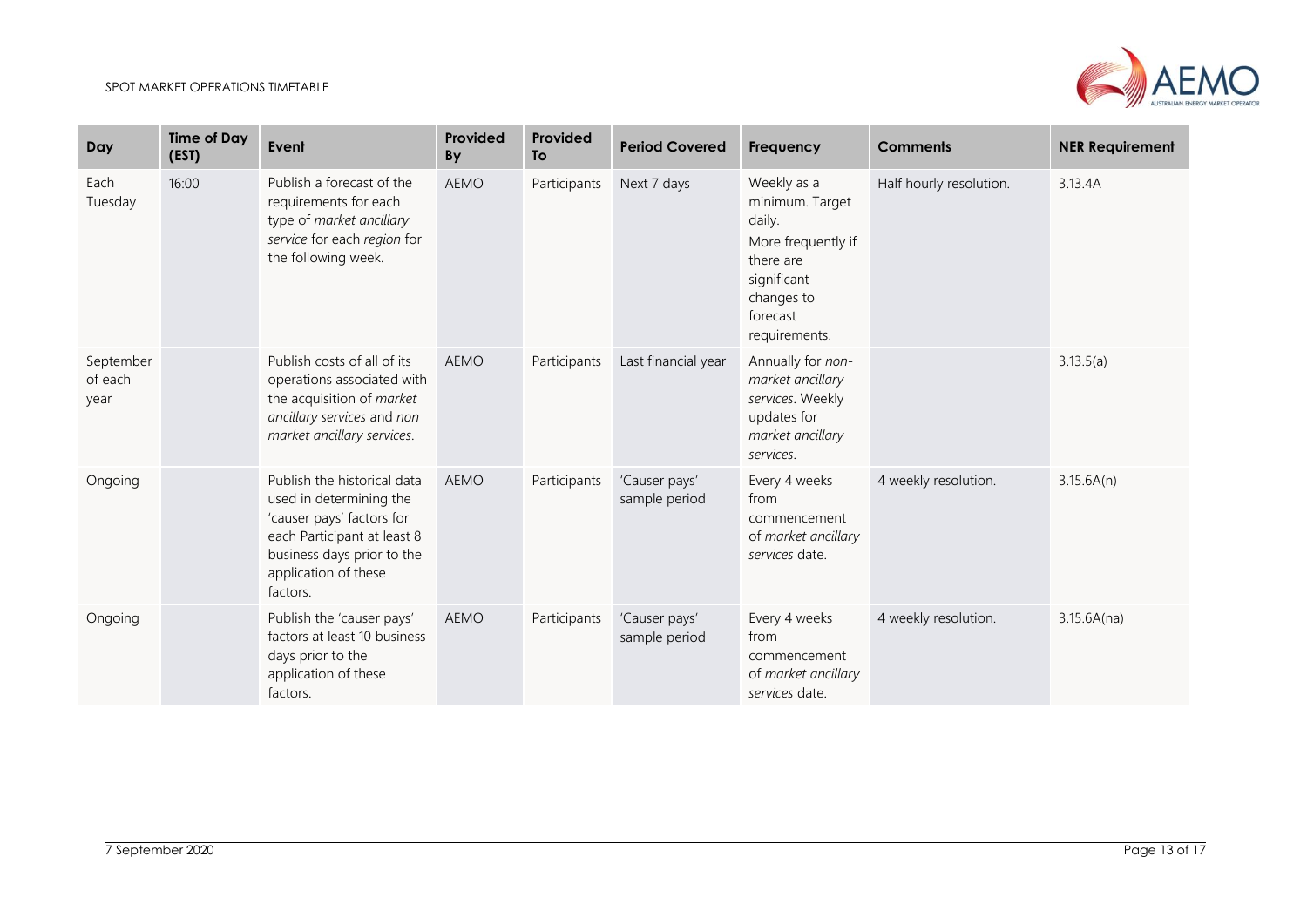| Day | Time of Day (EST) | Event | Provided By | Provided To | Period Covered | Frequency | Comments | NER Requirement |
|---|---|---|---|---|---|---|---|---|
| Each Tuesday | 16:00 | Publish a forecast of the requirements for each type of *market ancillary service* for each *region* for the following week. | AEMO | Participants | Next 7 days | Weekly as a minimum. Target daily. More frequently if there are significant changes to forecast requirements. | Half hourly resolution. | 3.13.4A |
| September of each year | | Publish costs of all of its operations associated with the acquisition of *market ancillary services* and *non market ancillary services*. | AEMO | Participants | Last financial year | Annually for *non-market ancillary services*. Weekly updates for *market ancillary services*. | | 3.13.5(a) |
| Ongoing | | Publish the historical data used in determining the 'causer pays' factors for each Participant at least 8 business days prior to the application of these factors. | AEMO | Participants | 'Causer pays' sample period | Every 4 weeks from commencement of *market ancillary services* date. | 4 weekly resolution. | 3.15.6A(n) |
| Ongoing | | Publish the 'causer pays' factors at least 10 business days prior to the application of these factors. | AEMO | Participants | 'Causer pays' sample period | Every 4 weeks from commencement of *market ancillary services* date. | 4 weekly resolution. | 3.15.6A(na) |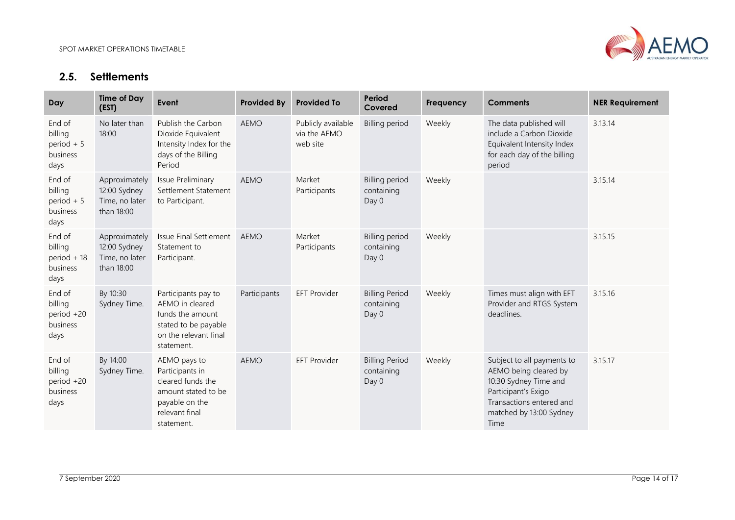## 2.5. Settlements

| Day | Time of Day (EST) | Event | Provided By | Provided To | Period Covered | Frequency | Comments | NER Requirement |
|---|---|---|---|---|---|---|---|---|
| End of billing period + 5 business days | No later than 18:00 | Publish the Carbon Dioxide Equivalent Intensity Index for the days of the Billing Period | AEMO | Publicly available via the AEMO web site | Billing period | Weekly | The data published will include a Carbon Dioxide Equivalent Intensity Index for each day of the billing period | 3.13.14 |
| End of billing period + 5 business days | Approximately 12:00 Sydney Time, no later than 18:00 | Issue Preliminary Settlement Statement to Participant. | AEMO | Market Participants | Billing period containing Day 0 | Weekly | | 3.15.14 |
| End of billing period + 18 business days | Approximately 12:00 Sydney Time, no later than 18:00 | Issue Final Settlement Statement to Participant. | AEMO | Market Participants | Billing period containing Day 0 | Weekly | | 3.15.15 |
| End of billing period +20 business days | By 10:30 Sydney Time. | Participants pay to AEMO in cleared funds the amount stated to be payable on the relevant final statement. | Participants | EFT Provider | Billing Period containing Day 0 | Weekly | Times must align with EFT Provider and RTGS System deadlines. | 3.15.16 |
| End of billing period +20 business days | By 14:00 Sydney Time. | AEMO pays to Participants in cleared funds the amount stated to be payable on the relevant final statement. | AEMO | EFT Provider | Billing Period containing Day 0 | Weekly | Subject to all payments to AEMO being cleared by 10:30 Sydney Time and Participant's Exigo Transactions entered and matched by 13:00 Sydney Time | 3.15.17 |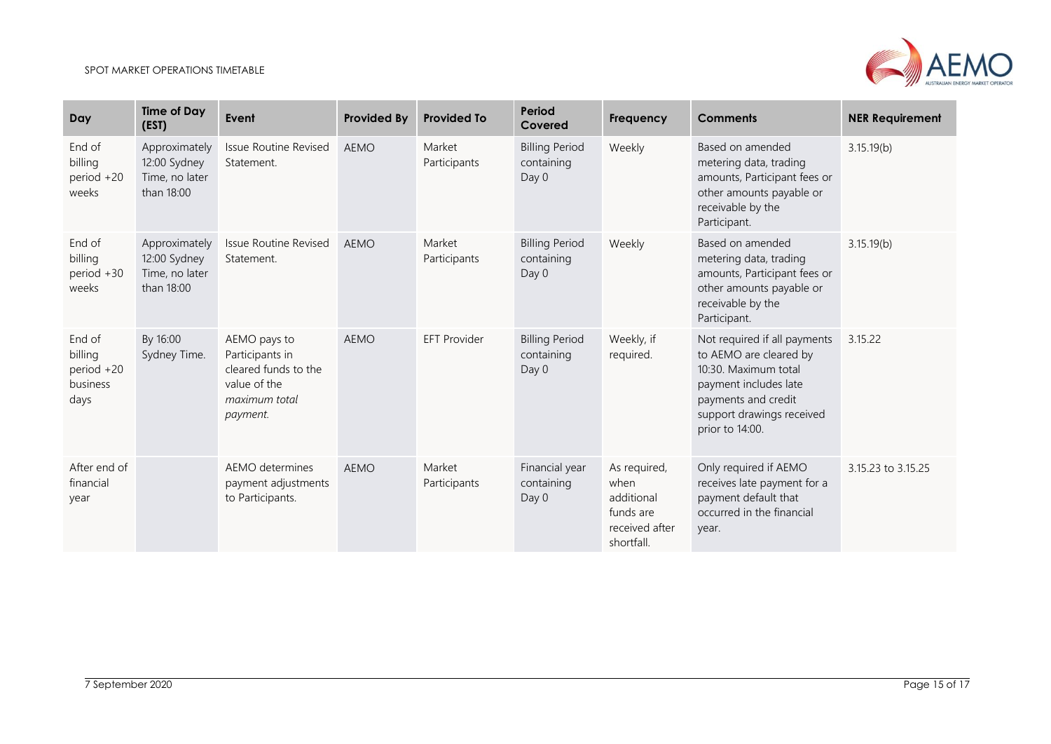| Day | Time of Day (EST) | Event | Provided By | Provided To | Period Covered | Frequency | Comments | NER Requirement |
|---|---|---|---|---|---|---|---|---|
| End of billing period +20 weeks | Approximately 12:00 Sydney Time, no later than 18:00 | Issue Routine Revised Statement. | AEMO | Market Participants | Billing Period containing Day 0 | Weekly | Based on amended metering data, trading amounts, Participant fees or other amounts payable or receivable by the Participant. | 3.15.19(b) |
| End of billing period +30 weeks | Approximately 12:00 Sydney Time, no later than 18:00 | Issue Routine Revised Statement. | AEMO | Market Participants | Billing Period containing Day 0 | Weekly | Based on amended metering data, trading amounts, Participant fees or other amounts payable or receivable by the Participant. | 3.15.19(b) |
| End of billing period +20 business days | By 16:00 Sydney Time. | AEMO pays to Participants in cleared funds to the value of the *maximum total payment.* | AEMO | EFT Provider | Billing Period containing Day 0 | Weekly, if required. | Not required if all payments to AEMO are cleared by 10:30. Maximum total payment includes late payments and credit support drawings received prior to 14:00. | 3.15.22 |
| After end of financial year | | AEMO determines payment adjustments to Participants. | AEMO | Market Participants | Financial year containing Day 0 | As required, when additional funds are received after shortfall. | Only required if AEMO receives late payment for a payment default that occurred in the financial year. | 3.15.23 to 3.15.25 |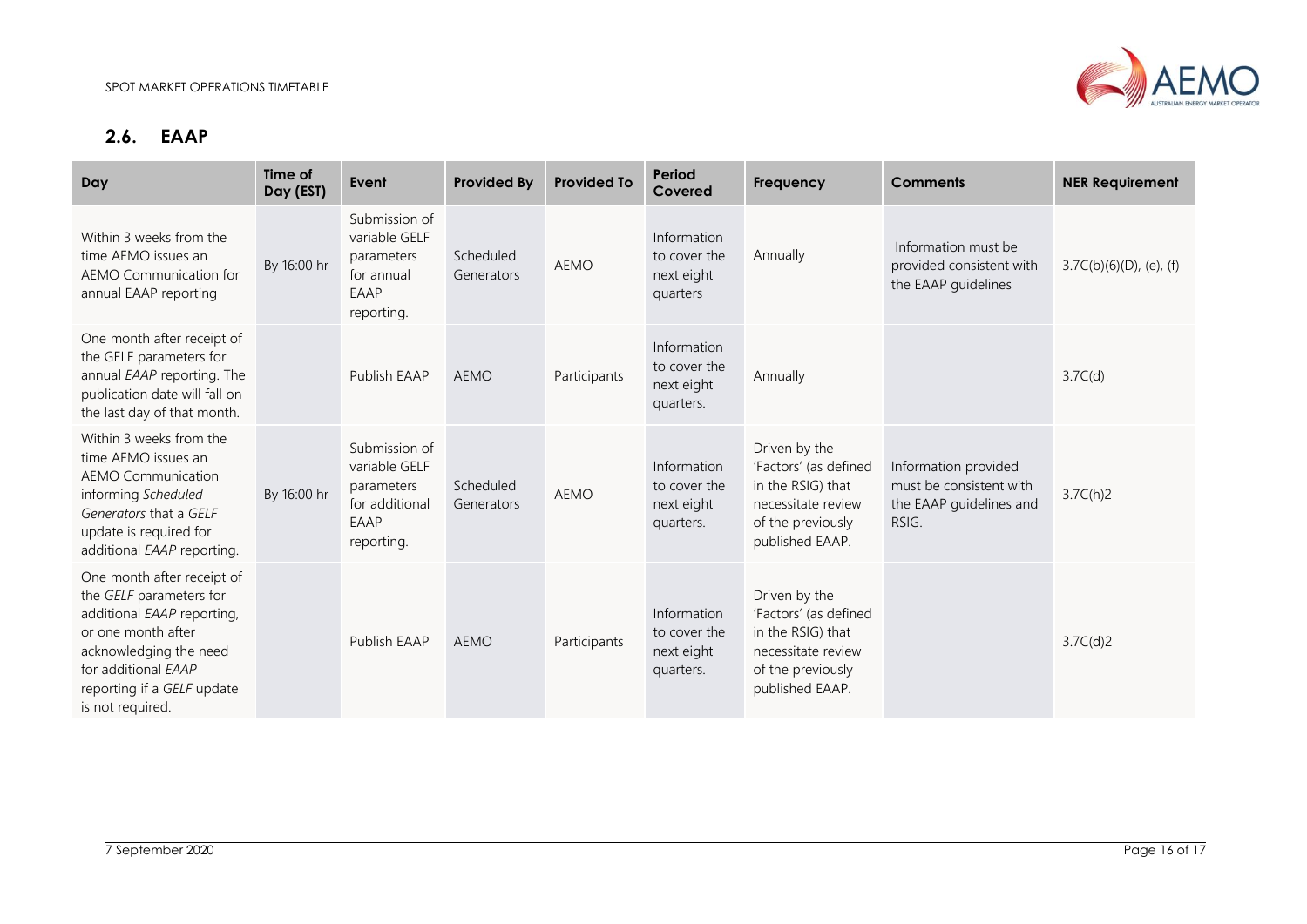## 2.6. EAAP

| Day | Time of Day (EST) | Event | Provided By | Provided To | Period Covered | Frequency | Comments | NER Requirement |
|---|---|---|---|---|---|---|---|---|
| Within 3 weeks from the time AEMO issues an AEMO Communication for annual EAAP reporting | By 16:00 hr | Submission of variable GELF parameters for annual EAAP reporting. | Scheduled Generators | AEMO | Information to cover the next eight quarters | Annually | Information must be provided consistent with the EAAP guidelines | 3.7C(b)(6)(D), (e), (f) |
| One month after receipt of the GELF parameters for annual *EAAP* reporting. The publication date will fall on the last day of that month. | | Publish EAAP | AEMO | Participants | Information to cover the next eight quarters. | Annually | | 3.7C(d) |
| Within 3 weeks from the time AEMO issues an AEMO Communication informing *Scheduled Generators* that a *GELF* update is required for additional *EAAP* reporting. | By 16:00 hr | Submission of variable GELF parameters for additional EAAP reporting. | Scheduled Generators | AEMO | Information to cover the next eight quarters. | Driven by the 'Factors' (as defined in the RSIG) that necessitate review of the previously published EAAP. | Information provided must be consistent with the EAAP guidelines and RSIG. | 3.7C(h)2 |
| One month after receipt of the *GELF* parameters for additional *EAAP* reporting, or one month after acknowledging the need for additional *EAAP* reporting if a *GELF* update is not required. | | Publish EAAP | AEMO | Participants | Information to cover the next eight quarters. | Driven by the 'Factors' (as defined in the RSIG) that necessitate review of the previously published EAAP. | | 3.7C(d)2 |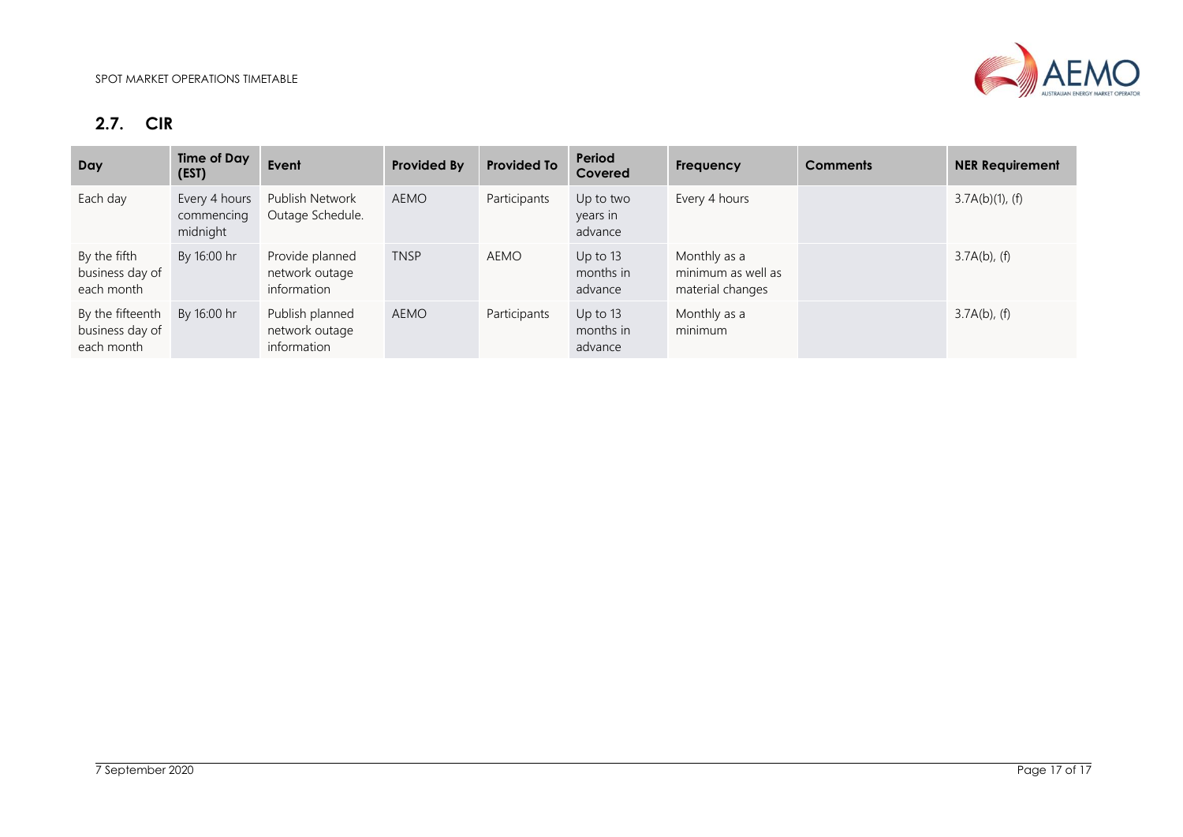## 2.7. CIR

| Day | Time of Day (EST) | Event | Provided By | Provided To | Period Covered | Frequency | Comments | NER Requirement |
|---|---|---|---|---|---|---|---|---|
| Each day | Every 4 hours commencing midnight | Publish Network Outage Schedule. | AEMO | Participants | Up to two years in advance | Every 4 hours | | 3.7A(b)(1), (f) |
| By the fifth business day of each month | By 16:00 hr | Provide planned network outage information | TNSP | AEMO | Up to 13 months in advance | Monthly as a minimum as well as material changes | | 3.7A(b), (f) |
| By the fifteenth business day of each month | By 16:00 hr | Publish planned network outage information | AEMO | Participants | Up to 13 months in advance | Monthly as a minimum | | 3.7A(b), (f) |